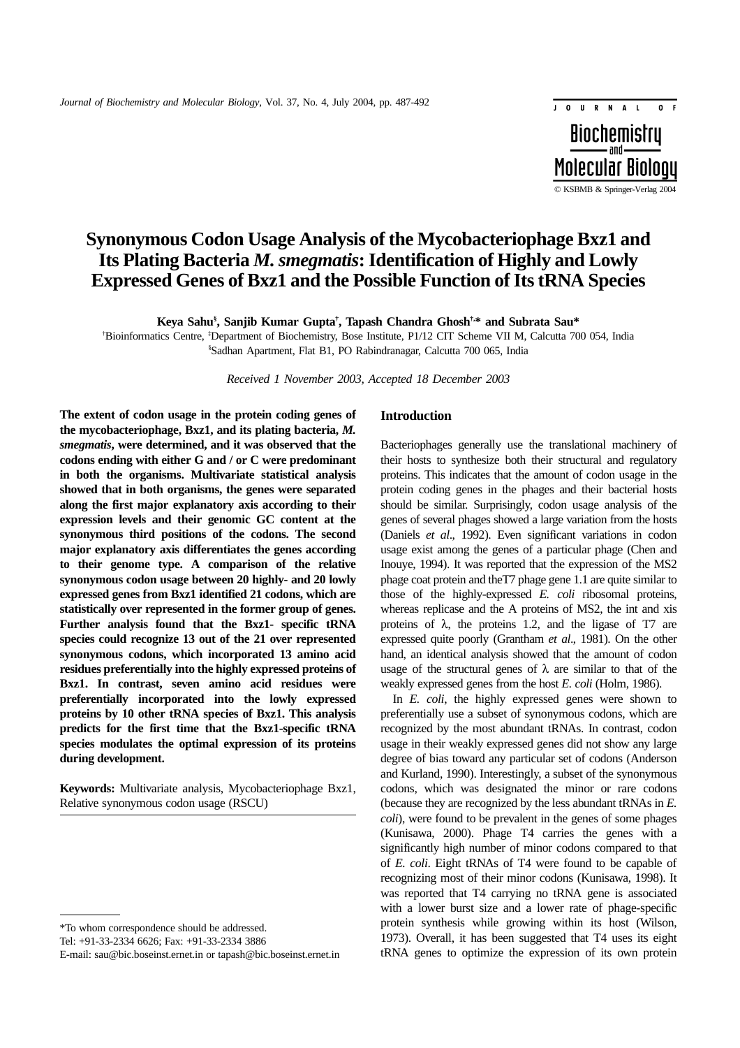# Synonymous Codon Usage Analysis of the Mycobacteriophage Bxz1 and Its Plating Bacteria *M. smegmatis*: Identification of Highly and Lowly Expressed Genes of Bxz1 and the Possible Function of Its tRNA Species

**Keya Sahu[§], Sanjib Kumar Gupta[†], Tapash Chandra Ghosh[†,*] and Subrata Sau***

[†]Bioinformatics Centre, [‡]Department of Biochemistry, Bose Institute, P1/12 CIT Scheme VII M, Calcutta 700 054, India

[§]Sadhan Apartment, Flat B1, PO Rabindranagar, Calcutta 700 065, India

*Received 1 November 2003, Accepted 18 December 2003*

**The extent of codon usage in the protein coding genes of the mycobacteriophage, Bxz1, and its plating bacteria, *M. smegmatis*, were determined, and it was observed that the codons ending with either G and / or C were predominant in both the organisms. Multivariate statistical analysis showed that in both organisms, the genes were separated along the first major explanatory axis according to their expression levels and their genomic GC content at the synonymous third positions of the codons. The second major explanatory axis differentiates the genes according to their genome type. A comparison of the relative synonymous codon usage between 20 highly- and 20 lowly expressed genes from Bxz1 identified 21 codons, which are statistically over represented in the former group of genes. Further analysis found that the Bxz1- specific tRNA species could recognize 13 out of the 21 over represented synonymous codons, which incorporated 13 amino acid residues preferentially into the highly expressed proteins of Bxz1. In contrast, seven amino acid residues were preferentially incorporated into the lowly expressed proteins by 10 other tRNA species of Bxz1. This analysis predicts for the first time that the Bxz1-specific tRNA species modulates the optimal expression of its proteins during development.**

**Keywords:** Multivariate analysis, Mycobacteriophage Bxz1, Relative synonymous codon usage (RSCU)

## Introduction

Bacteriophages generally use the translational machinery of their hosts to synthesize both their structural and regulatory proteins. This indicates that the amount of codon usage in the protein coding genes in the phages and their bacterial hosts should be similar. Surprisingly, codon usage analysis of the genes of several phages showed a large variation from the hosts (Daniels *et al*., 1992). Even significant variations in codon usage exist among the genes of a particular phage (Chen and Inouye, 1994). It was reported that the expression of the MS2 phage coat protein and theT7 phage gene 1.1 are quite similar to those of the highly-expressed *E. coli* ribosomal proteins, whereas replicase and the A proteins of MS2, the int and xis proteins of λ, the proteins 1.2, and the ligase of T7 are expressed quite poorly (Grantham *et al*., 1981). On the other hand, an identical analysis showed that the amount of codon usage of the structural genes of λ are similar to that of the weakly expressed genes from the host *E. coli* (Holm, 1986).

In *E. coli*, the highly expressed genes were shown to preferentially use a subset of synonymous codons, which are recognized by the most abundant tRNAs. In contrast, codon usage in their weakly expressed genes did not show any large degree of bias toward any particular set of codons (Anderson and Kurland, 1990). Interestingly, a subset of the synonymous codons, which was designated the minor or rare codons (because they are recognized by the less abundant tRNAs in *E. coli*), were found to be prevalent in the genes of some phages (Kunisawa, 2000). Phage T4 carries the genes with a significantly high number of minor codons compared to that of *E. coli*. Eight tRNAs of T4 were found to be capable of recognizing most of their minor codons (Kunisawa, 1998). It was reported that T4 carrying no tRNA gene is associated with a lower burst size and a lower rate of phage-specific protein synthesis while growing within its host (Wilson, 1973). Overall, it has been suggested that T4 uses its eight tRNA genes to optimize the expression of its own protein

*To whom correspondence should be addressed.
Tel: +91-33-2334 6626; Fax: +91-33-2334 3886
E-mail: sau@bic.boseinst.ernet.in or tapash@bic.boseinst.ernet.in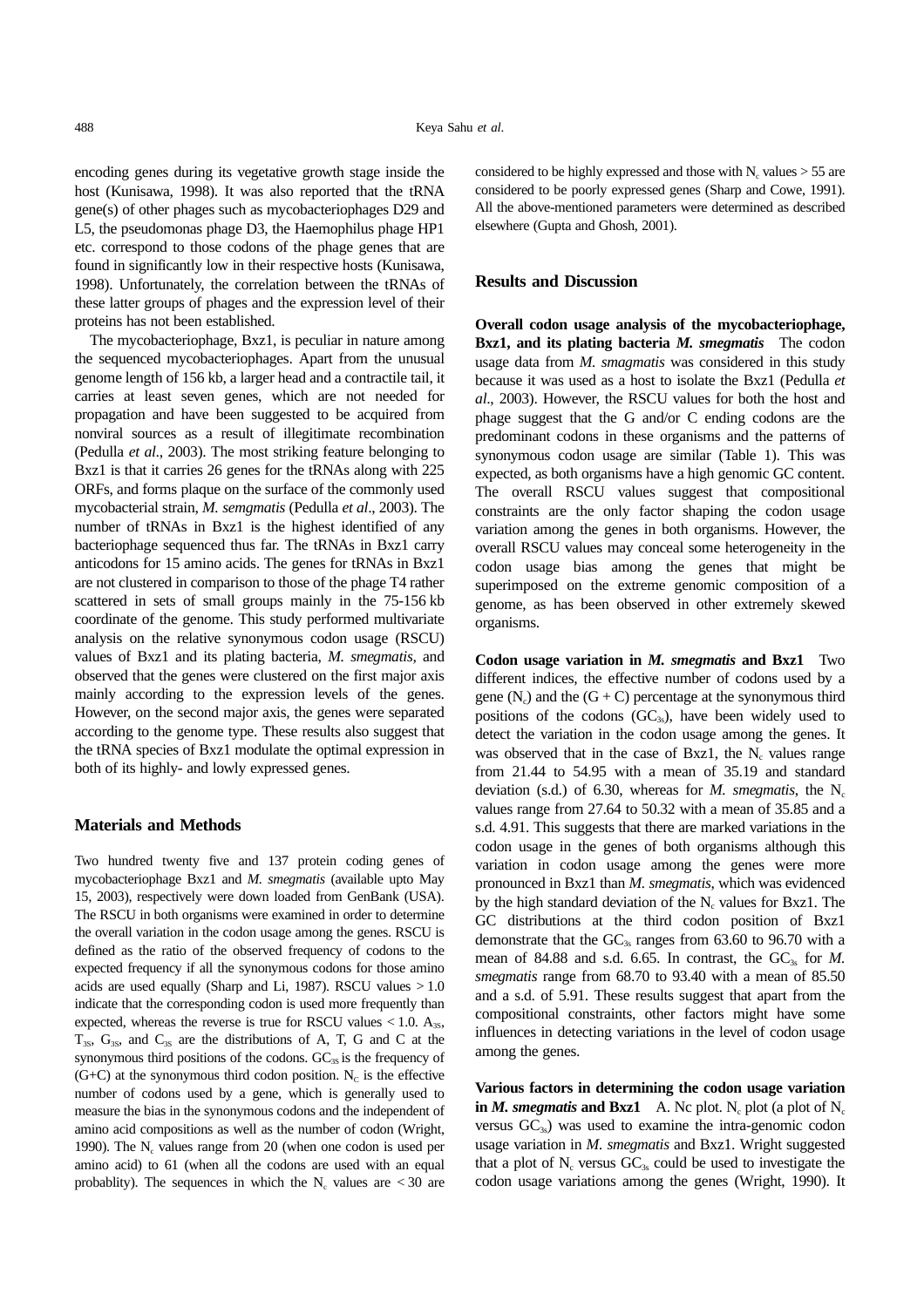encoding genes during its vegetative growth stage inside the host (Kunisawa, 1998). It was also reported that the tRNA gene(s) of other phages such as mycobacteriophages D29 and L5, the pseudomonas phage D3, the Haemophilus phage HP1 etc. correspond to those codons of the phage genes that are found in significantly low in their respective hosts (Kunisawa, 1998). Unfortunately, the correlation between the tRNAs of these latter groups of phages and the expression level of their proteins has not been established.

The mycobacteriophage, Bxz1, is peculiar in nature among the sequenced mycobacteriophages. Apart from the unusual genome length of 156 kb, a larger head and a contractile tail, it carries at least seven genes, which are not needed for propagation and have been suggested to be acquired from nonviral sources as a result of illegitimate recombination (Pedulla *et al*., 2003). The most striking feature belonging to Bxz1 is that it carries 26 genes for the tRNAs along with 225 ORFs, and forms plaque on the surface of the commonly used mycobacterial strain, *M. semgmatis* (Pedulla *et al*., 2003). The number of tRNAs in Bxz1 is the highest identified of any bacteriophage sequenced thus far. The tRNAs in Bxz1 carry anticodons for 15 amino acids. The genes for tRNAs in Bxz1 are not clustered in comparison to those of the phage T4 rather scattered in sets of small groups mainly in the 75-156 kb coordinate of the genome. This study performed multivariate analysis on the relative synonymous codon usage (RSCU) values of Bxz1 and its plating bacteria, *M. smegmatis*, and observed that the genes were clustered on the first major axis mainly according to the expression levels of the genes. However, on the second major axis, the genes were separated according to the genome type. These results also suggest that the tRNA species of Bxz1 modulate the optimal expression in both of its highly- and lowly expressed genes.

## Materials and Methods

Two hundred twenty five and 137 protein coding genes of mycobacteriophage Bxz1 and *M. smegmatis* (available upto May 15, 2003), respectively were down loaded from GenBank (USA). The RSCU in both organisms were examined in order to determine the overall variation in the codon usage among the genes. RSCU is defined as the ratio of the observed frequency of codons to the expected frequency if all the synonymous codons for those amino acids are used equally (Sharp and Li, 1987). RSCU values > 1.0 indicate that the corresponding codon is used more frequently than expected, whereas the reverse is true for RSCU values < 1.0. $A_{3S}$, $T_{3S}$, $G_{3S}$, and $C_{3S}$ are the distributions of A, T, G and C at the synonymous third positions of the codons. $GC_{3S}$ is the frequency of (G+C) at the synonymous third codon position. $N_C$ is the effective number of codons used by a gene, which is generally used to measure the bias in the synonymous codons and the independent of amino acid compositions as well as the number of codon (Wright, 1990). The $N_c$ values range from 20 (when one codon is used per amino acid) to 61 (when all the codons are used with an equal probablity). The sequences in which the $N_c$ values are < 30 are considered to be highly expressed and those with $N_c$ values > 55 are considered to be poorly expressed genes (Sharp and Cowe, 1991). All the above-mentioned parameters were determined as described elsewhere (Gupta and Ghosh, 2001).

## Results and Discussion

**Overall codon usage analysis of the mycobacteriophage, Bxz1, and its plating bacteria *M. smegmatis*** The codon usage data from *M. smagmatis* was considered in this study because it was used as a host to isolate the Bxz1 (Pedulla *et al*., 2003). However, the RSCU values for both the host and phage suggest that the G and/or C ending codons are the predominant codons in these organisms and the patterns of synonymous codon usage are similar (Table 1). This was expected, as both organisms have a high genomic GC content. The overall RSCU values suggest that compositional constraints are the only factor shaping the codon usage variation among the genes in both organisms. However, the overall RSCU values may conceal some heterogeneity in the codon usage bias among the genes that might be superimposed on the extreme genomic composition of a genome, as has been observed in other extremely skewed organisms.

**Codon usage variation in *M. smegmatis* and Bxz1** Two different indices, the effective number of codons used by a gene ($N_c$) and the (G + C) percentage at the synonymous third positions of the codons ($GC_{3s}$), have been widely used to detect the variation in the codon usage among the genes. It was observed that in the case of Bxz1, the $N_c$ values range from 21.44 to 54.95 with a mean of 35.19 and standard deviation (s.d.) of 6.30, whereas for *M. smegmatis*, the $N_c$ values range from 27.64 to 50.32 with a mean of 35.85 and a s.d. 4.91. This suggests that there are marked variations in the codon usage in the genes of both organisms although this variation in codon usage among the genes were more pronounced in Bxz1 than *M. smegmatis*, which was evidenced by the high standard deviation of the $N_c$ values for Bxz1. The GC distributions at the third codon position of Bxz1 demonstrate that the $GC_{3s}$ ranges from 63.60 to 96.70 with a mean of 84.88 and s.d. 6.65. In contrast, the $GC_{3s}$ for *M. smegmatis* range from 68.70 to 93.40 with a mean of 85.50 and a s.d. of 5.91. These results suggest that apart from the compositional constraints, other factors might have some influences in detecting variations in the level of codon usage among the genes.

**Various factors in determining the codon usage variation in *M. smegmatis* and Bxz1** A. Nc plot. $N_c$ plot (a plot of $N_c$ versus $GC_{3s}$) was used to examine the intra-genomic codon usage variation in *M. smegmatis* and Bxz1. Wright suggested that a plot of $N_c$ versus $GC_{3s}$ could be used to investigate the codon usage variations among the genes (Wright, 1990). It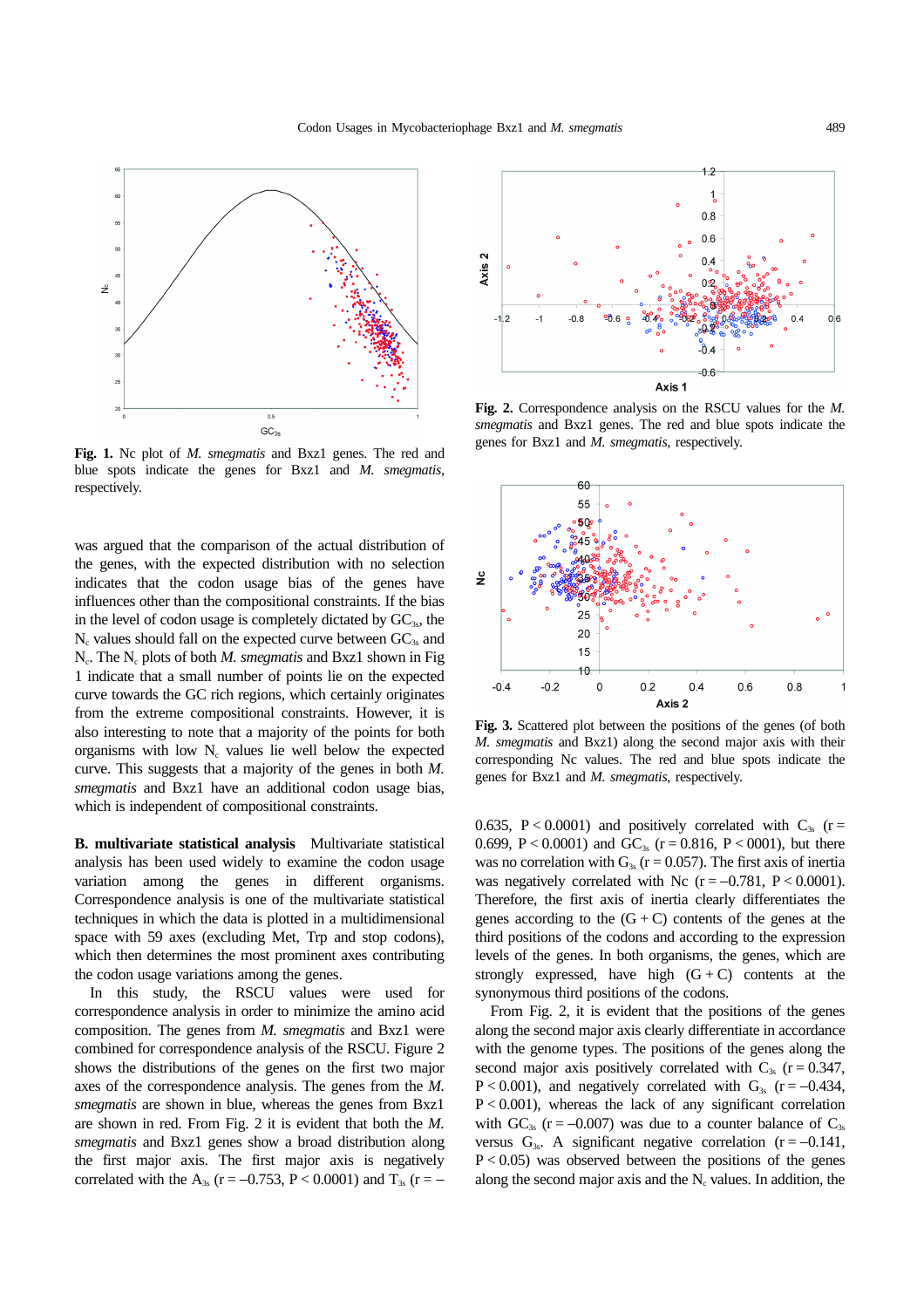**Fig. 1.** Nc plot of *M. smegmatis* and Bxz1 genes. The red and blue spots indicate the genes for Bxz1 and *M. smegmatis*, respectively.

**Fig. 2.** Correspondence analysis on the RSCU values for the *M. smegmatis* and Bxz1 genes. The red and blue spots indicate the genes for Bxz1 and *M. smegmatis*, respectively.

**Fig. 3.** Scattered plot between the positions of the genes (of both *M. smegmatis* and Bxz1) along the second major axis with their corresponding Nc values. The red and blue spots indicate the genes for Bxz1 and *M. smegmatis*, respectively.

was argued that the comparison of the actual distribution of the genes, with the expected distribution with no selection indicates that the codon usage bias of the genes have influences other than the compositional constraints. If the bias in the level of codon usage is completely dictated by $GC_{3s}$, the $N_c$ values should fall on the expected curve between $GC_{3s}$ and $N_c$. The $N_c$ plots of both *M. smegmatis* and Bxz1 shown in Fig 1 indicate that a small number of points lie on the expected curve towards the GC rich regions, which certainly originates from the extreme compositional constraints. However, it is also interesting to note that a majority of the points for both organisms with low $N_c$ values lie well below the expected curve. This suggests that a majority of the genes in both *M. smegmatis* and Bxz1 have an additional codon usage bias, which is independent of compositional constraints.

**B. multivariate statistical analysis** Multivariate statistical analysis has been used widely to examine the codon usage variation among the genes in different organisms. Correspondence analysis is one of the multivariate statistical techniques in which the data is plotted in a multidimensional space with 59 axes (excluding Met, Trp and stop codons), which then determines the most prominent axes contributing the codon usage variations among the genes.

In this study, the RSCU values were used for correspondence analysis in order to minimize the amino acid composition. The genes from *M. smegmatis* and Bxz1 were combined for correspondence analysis of the RSCU. Figure 2 shows the distributions of the genes on the first two major axes of the correspondence analysis. The genes from the *M. smegmatis* are shown in blue, whereas the genes from Bxz1 are shown in red. From Fig. 2 it is evident that both the *M. smegmatis* and Bxz1 genes show a broad distribution along the first major axis. The first major axis is negatively correlated with the $A_{3s}$ ($r = -0.753$, $P < 0.0001$) and $T_{3s}$ ($r = -0.635$, $P < 0.0001$) and positively correlated with $C_{3s}$ ($r = 0.699$, $P < 0.0001$) and $GC_{3s}$ ($r = 0.816$, $P < 0001$), but there was no correlation with $G_{3s}$ ($r = 0.057$). The first axis of inertia was negatively correlated with Nc ($r = -0.781$, $P < 0.0001$). Therefore, the first axis of inertia clearly differentiates the genes according to the (G + C) contents of the genes at the third positions of the codons and according to the expression levels of the genes. In both organisms, the genes, which are strongly expressed, have high (G + C) contents at the synonymous third positions of the codons.

From Fig. 2, it is evident that the positions of the genes along the second major axis clearly differentiate in accordance with the genome types. The positions of the genes along the second major axis positively correlated with $C_{3s}$ ($r = 0.347$, $P < 0.001$), and negatively correlated with $G_{3s}$ ($r = -0.434$, $P < 0.001$), whereas the lack of any significant correlation with $GC_{3s}$ ($r = -0.007$) was due to a counter balance of $C_{3s}$ versus $G_{3s}$. A significant negative correlation ($r = -0.141$, $P < 0.05$) was observed between the positions of the genes along the second major axis and the $N_c$ values. In addition, the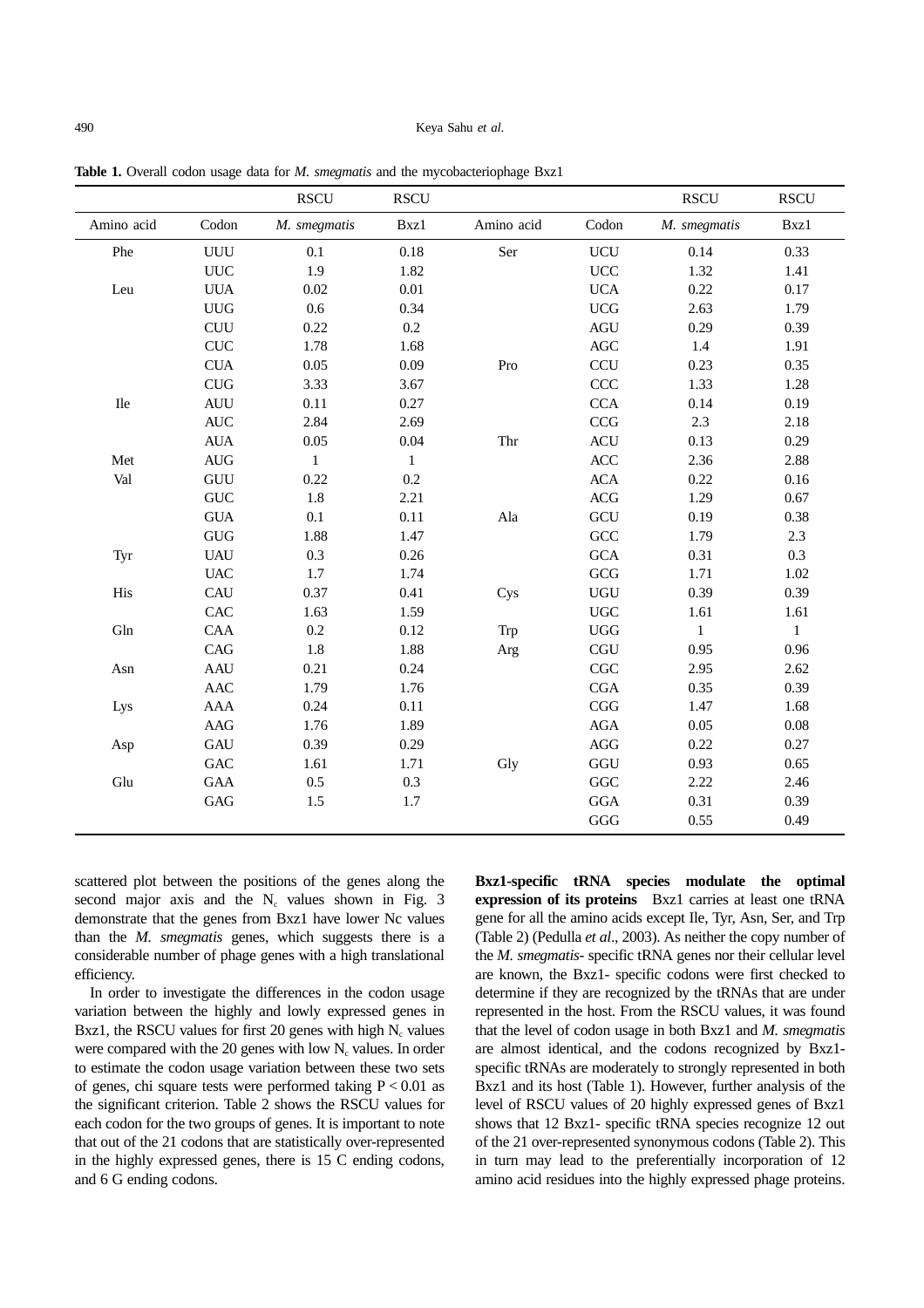**Table 1.** Overall codon usage data for *M. smegmatis* and the mycobacteriophage Bxz1

| Amino acid | Codon | RSCU *M. smegmatis* | RSCU Bxz1 | Amino acid | Codon | RSCU *M. smegmatis* | RSCU Bxz1 |
|---|---|---|---|---|---|---|---|
| Phe | UUU | 0.1 | 0.18 | Ser | UCU | 0.14 | 0.33 |
| | UUC | 1.9 | 1.82 | | UCC | 1.32 | 1.41 |
| Leu | UUA | 0.02 | 0.01 | | UCA | 0.22 | 0.17 |
| | UUG | 0.6 | 0.34 | | UCG | 2.63 | 1.79 |
| | CUU | 0.22 | 0.2 | | AGU | 0.29 | 0.39 |
| | CUC | 1.78 | 1.68 | | AGC | 1.4 | 1.91 |
| | CUA | 0.05 | 0.09 | Pro | CCU | 0.23 | 0.35 |
| | CUG | 3.33 | 3.67 | | CCC | 1.33 | 1.28 |
| Ile | AUU | 0.11 | 0.27 | | CCA | 0.14 | 0.19 |
| | AUC | 2.84 | 2.69 | | CCG | 2.3 | 2.18 |
| | AUA | 0.05 | 0.04 | Thr | ACU | 0.13 | 0.29 |
| Met | AUG | 1 | 1 | | ACC | 2.36 | 2.88 |
| Val | GUU | 0.22 | 0.2 | | ACA | 0.22 | 0.16 |
| | GUC | 1.8 | 2.21 | | ACG | 1.29 | 0.67 |
| | GUA | 0.1 | 0.11 | Ala | GCU | 0.19 | 0.38 |
| | GUG | 1.88 | 1.47 | | GCC | 1.79 | 2.3 |
| Tyr | UAU | 0.3 | 0.26 | | GCA | 0.31 | 0.3 |
| | UAC | 1.7 | 1.74 | | GCG | 1.71 | 1.02 |
| His | CAU | 0.37 | 0.41 | Cys | UGU | 0.39 | 0.39 |
| | CAC | 1.63 | 1.59 | | UGC | 1.61 | 1.61 |
| Gln | CAA | 0.2 | 0.12 | Trp | UGG | 1 | 1 |
| | CAG | 1.8 | 1.88 | Arg | CGU | 0.95 | 0.96 |
| Asn | AAU | 0.21 | 0.24 | | CGC | 2.95 | 2.62 |
| | AAC | 1.79 | 1.76 | | CGA | 0.35 | 0.39 |
| Lys | AAA | 0.24 | 0.11 | | CGG | 1.47 | 1.68 |
| | AAG | 1.76 | 1.89 | | AGA | 0.05 | 0.08 |
| Asp | GAU | 0.39 | 0.29 | | AGG | 0.22 | 0.27 |
| | GAC | 1.61 | 1.71 | Gly | GGU | 0.93 | 0.65 |
| Glu | GAA | 0.5 | 0.3 | | GGC | 2.22 | 2.46 |
| | GAG | 1.5 | 1.7 | | GGA | 0.31 | 0.39 |
| | | | | | GGG | 0.55 | 0.49 |

scattered plot between the positions of the genes along the second major axis and the $N_c$ values shown in Fig. 3 demonstrate that the genes from Bxz1 have lower Nc values than the *M. smegmatis* genes, which suggests there is a considerable number of phage genes with a high translational efficiency.

In order to investigate the differences in the codon usage variation between the highly and lowly expressed genes in Bxz1, the RSCU values for first 20 genes with high $N_c$ values were compared with the 20 genes with low $N_c$ values. In order to estimate the codon usage variation between these two sets of genes, chi square tests were performed taking $P < 0.01$ as the significant criterion. Table 2 shows the RSCU values for each codon for the two groups of genes. It is important to note that out of the 21 codons that are statistically over-represented in the highly expressed genes, there is 15 C ending codons, and 6 G ending codons.

**Bxz1-specific tRNA species modulate the optimal expression of its proteins** Bxz1 carries at least one tRNA gene for all the amino acids except Ile, Tyr, Asn, Ser, and Trp (Table 2) (Pedulla *et al*., 2003). As neither the copy number of the *M. smegmatis*- specific tRNA genes nor their cellular level are known, the Bxz1- specific codons were first checked to determine if they are recognized by the tRNAs that are under represented in the host. From the RSCU values, it was found that the level of codon usage in both Bxz1 and *M. smegmatis* are almost identical, and the codons recognized by Bxz1-specific tRNAs are moderately to strongly represented in both Bxz1 and its host (Table 1). However, further analysis of the level of RSCU values of 20 highly expressed genes of Bxz1 shows that 12 Bxz1- specific tRNA species recognize 12 out of the 21 over-represented synonymous codons (Table 2). This in turn may lead to the preferentially incorporation of 12 amino acid residues into the highly expressed phage proteins.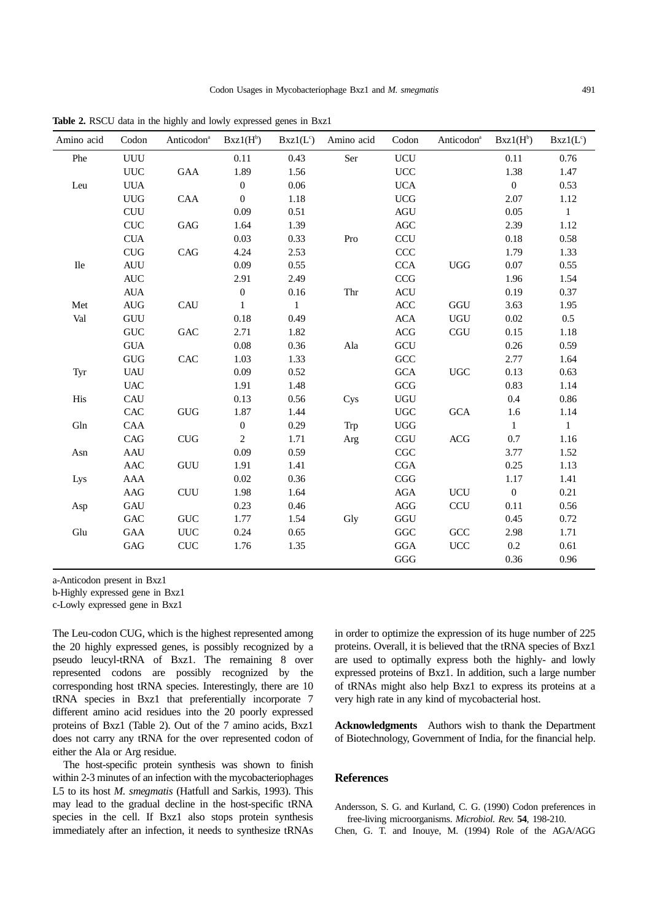**Table 2.** RSCU data in the highly and lowly expressed genes in Bxz1

| Amino acid | Codon | Anticodon[a] | Bxz1(H[b]) | Bxz1(L[c]) | Amino acid | Codon | Anticodon[a] | Bxz1(H[b]) | Bxz1(L[c]) |
|---|---|---|---|---|---|---|---|---|---|
| Phe | UUU | | 0.11 | 0.43 | Ser | UCU | | 0.11 | 0.76 |
| | UUC | GAA | 1.89 | 1.56 | | UCC | | 1.38 | 1.47 |
| Leu | UUA | | 0 | 0.06 | | UCA | | 0 | 0.53 |
| | UUG | CAA | 0 | 1.18 | | UCG | | 2.07 | 1.12 |
| | CUU | | 0.09 | 0.51 | | AGU | | 0.05 | 1 |
| | CUC | GAG | 1.64 | 1.39 | | AGC | | 2.39 | 1.12 |
| | CUA | | 0.03 | 0.33 | Pro | CCU | | 0.18 | 0.58 |
| | CUG | CAG | 4.24 | 2.53 | | CCC | | 1.79 | 1.33 |
| Ile | AUU | | 0.09 | 0.55 | | CCA | UGG | 0.07 | 0.55 |
| | AUC | | 2.91 | 2.49 | | CCG | | 1.96 | 1.54 |
| | AUA | | 0 | 0.16 | Thr | ACU | | 0.19 | 0.37 |
| Met | AUG | CAU | 1 | 1 | | ACC | GGU | 3.63 | 1.95 |
| Val | GUU | | 0.18 | 0.49 | | ACA | UGU | 0.02 | 0.5 |
| | GUC | GAC | 2.71 | 1.82 | | ACG | CGU | 0.15 | 1.18 |
| | GUA | | 0.08 | 0.36 | Ala | GCU | | 0.26 | 0.59 |
| | GUG | CAC | 1.03 | 1.33 | | GCC | | 2.77 | 1.64 |
| Tyr | UAU | | 0.09 | 0.52 | | GCA | UGC | 0.13 | 0.63 |
| | UAC | | 1.91 | 1.48 | | GCG | | 0.83 | 1.14 |
| His | CAU | | 0.13 | 0.56 | Cys | UGU | | 0.4 | 0.86 |
| | CAC | GUG | 1.87 | 1.44 | | UGC | GCA | 1.6 | 1.14 |
| Gln | CAA | | 0 | 0.29 | Trp | UGG | | 1 | 1 |
| | CAG | CUG | 2 | 1.71 | Arg | CGU | ACG | 0.7 | 1.16 |
| Asn | AAU | | 0.09 | 0.59 | | CGC | | 3.77 | 1.52 |
| | AAC | GUU | 1.91 | 1.41 | | CGA | | 0.25 | 1.13 |
| Lys | AAA | | 0.02 | 0.36 | | CGG | | 1.17 | 1.41 |
| | AAG | CUU | 1.98 | 1.64 | | AGA | UCU | 0 | 0.21 |
| Asp | GAU | | 0.23 | 0.46 | | AGG | CCU | 0.11 | 0.56 |
| | GAC | GUC | 1.77 | 1.54 | Gly | GGU | | 0.45 | 0.72 |
| Glu | GAA | UUC | 0.24 | 0.65 | | GGC | GCC | 2.98 | 1.71 |
| | GAG | CUC | 1.76 | 1.35 | | GGA | UCC | 0.2 | 0.61 |
| | | | | | | GGG | | 0.36 | 0.96 |

a-Anticodon present in Bxz1
b-Highly expressed gene in Bxz1
c-Lowly expressed gene in Bxz1

The Leu-codon CUG, which is the highest represented among the 20 highly expressed genes, is possibly recognized by a pseudo leucyl-tRNA of Bxz1. The remaining 8 over represented codons are possibly recognized by the corresponding host tRNA species. Interestingly, there are 10 tRNA species in Bxz1 that preferentially incorporate 7 different amino acid residues into the 20 poorly expressed proteins of Bxz1 (Table 2). Out of the 7 amino acids, Bxz1 does not carry any tRNA for the over represented codon of either the Ala or Arg residue.

The host-specific protein synthesis was shown to finish within 2-3 minutes of an infection with the mycobacteriophages L5 to its host *M. smegmatis* (Hatfull and Sarkis, 1993). This may lead to the gradual decline in the host-specific tRNA species in the cell. If Bxz1 also stops protein synthesis immediately after an infection, it needs to synthesize tRNAs in order to optimize the expression of its huge number of 225 proteins. Overall, it is believed that the tRNA species of Bxz1 are used to optimally express both the highly- and lowly expressed proteins of Bxz1. In addition, such a large number of tRNAs might also help Bxz1 to express its proteins at a very high rate in any kind of mycobacterial host.

**Acknowledgments** Authors wish to thank the Department of Biotechnology, Government of India, for the financial help.

## References

Andersson, S. G. and Kurland, C. G. (1990) Codon preferences in free-living microorganisms. *Microbiol. Rev.* **54**, 198-210.

Chen, G. T. and Inouye, M. (1994) Role of the AGA/AGG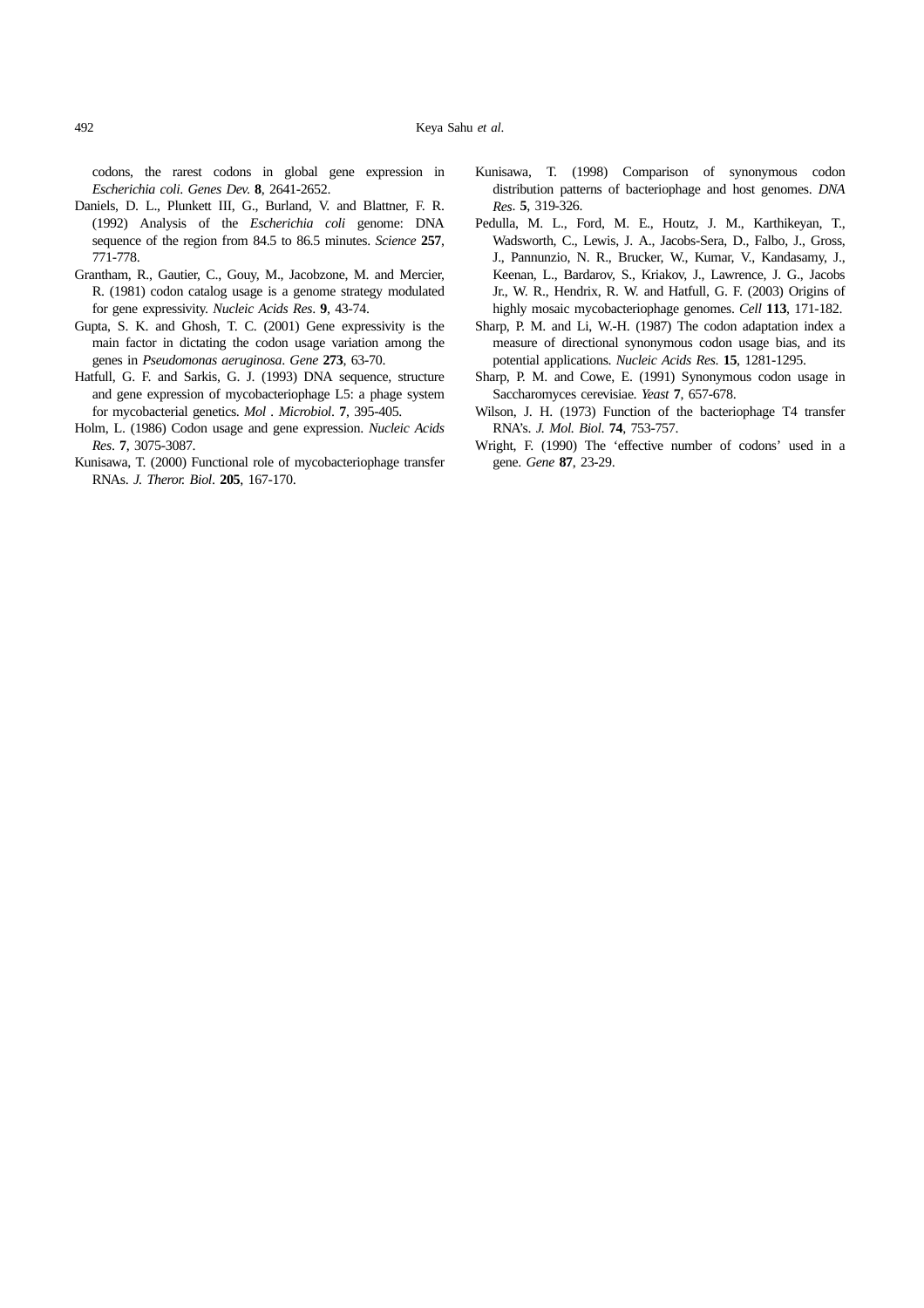codons, the rarest codons in global gene expression in *Escherichia coli*. *Genes Dev.* **8**, 2641-2652.

Daniels, D. L., Plunkett III, G., Burland, V. and Blattner, F. R. (1992) Analysis of the *Escherichia coli* genome: DNA sequence of the region from 84.5 to 86.5 minutes. *Science* **257**, 771-778.

Grantham, R., Gautier, C., Gouy, M., Jacobzone, M. and Mercier, R. (1981) codon catalog usage is a genome strategy modulated for gene expressivity. *Nucleic Acids Res*. **9**, 43-74.

Gupta, S. K. and Ghosh, T. C. (2001) Gene expressivity is the main factor in dictating the codon usage variation among the genes in *Pseudomonas aeruginosa*. *Gene* **273**, 63-70.

Hatfull, G. F. and Sarkis, G. J. (1993) DNA sequence, structure and gene expression of mycobacteriophage L5: a phage system for mycobacterial genetics. *Mol . Microbiol*. **7**, 395-405.

Holm, L. (1986) Codon usage and gene expression. *Nucleic Acids Res*. **7**, 3075-3087.

Kunisawa, T. (2000) Functional role of mycobacteriophage transfer RNAs. *J. Theror. Biol*. **205**, 167-170.

Kunisawa, T. (1998) Comparison of synonymous codon distribution patterns of bacteriophage and host genomes. *DNA Res*. **5**, 319-326.

Pedulla, M. L., Ford, M. E., Houtz, J. M., Karthikeyan, T., Wadsworth, C., Lewis, J. A., Jacobs-Sera, D., Falbo, J., Gross, J., Pannunzio, N. R., Brucker, W., Kumar, V., Kandasamy, J., Keenan, L., Bardarov, S., Kriakov, J., Lawrence, J. G., Jacobs Jr., W. R., Hendrix, R. W. and Hatfull, G. F. (2003) Origins of highly mosaic mycobacteriophage genomes. *Cell* **113**, 171-182.

Sharp, P. M. and Li, W.-H. (1987) The codon adaptation index a measure of directional synonymous codon usage bias, and its potential applications. *Nucleic Acids Res.* **15**, 1281-1295.

Sharp, P. M. and Cowe, E. (1991) Synonymous codon usage in Saccharomyces cerevisiae. *Yeast* **7**, 657-678.

Wilson, J. H. (1973) Function of the bacteriophage T4 transfer RNA's. *J. Mol. Biol.* **74**, 753-757.

Wright, F. (1990) The 'effective number of codons' used in a gene. *Gene* **87**, 23-29.